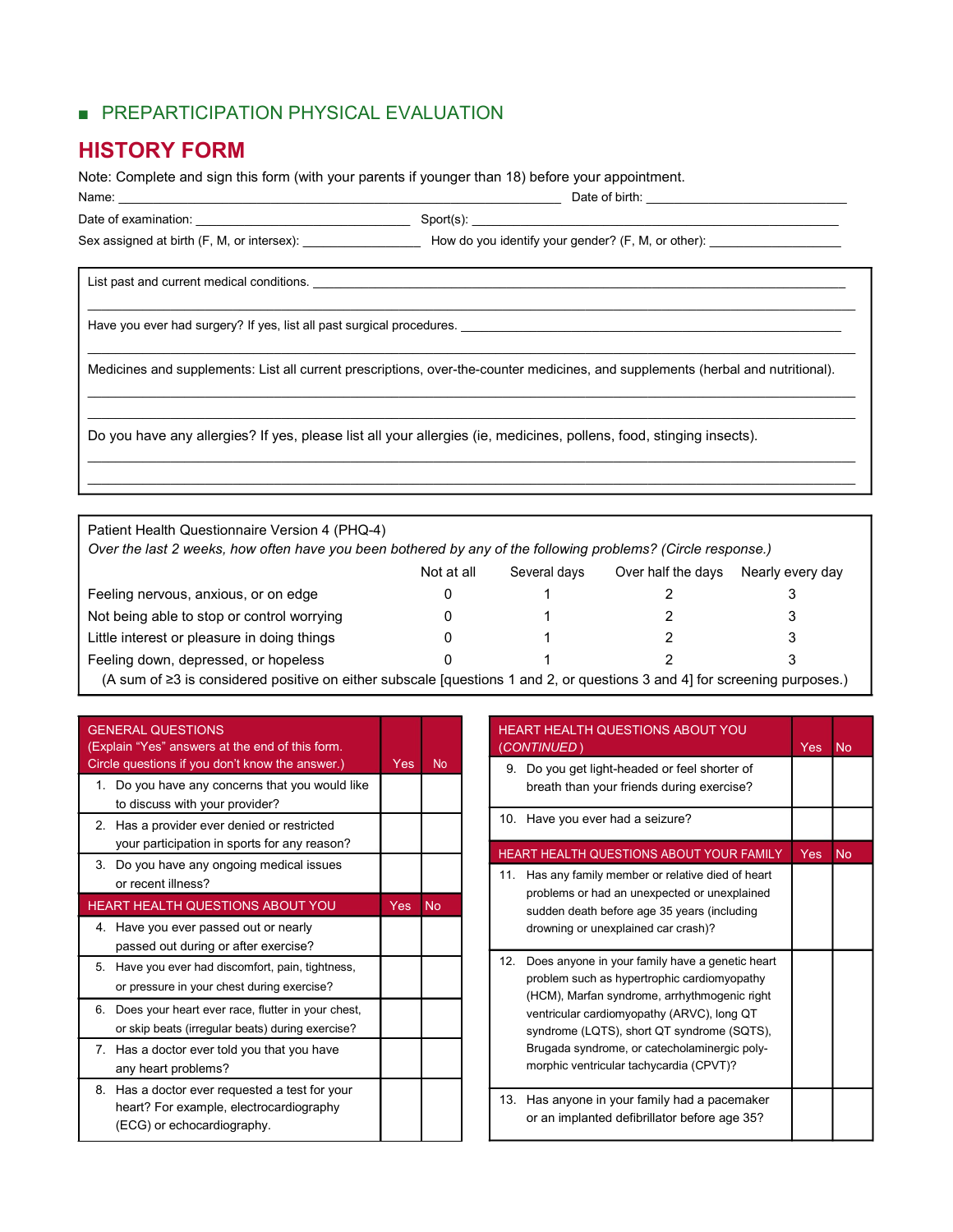■ PREPARTICIPATION PHYSICAL EVALUATION

# HISTORY FORM

Note: Complete and sign this form (with your parents if younger than 18) before your appointment.

Name: ______________________________ Date of birth: ______________

Date of examination: ______________ Sport(s): ______________________

Sex assigned at birth (F, M, or intersex): ________ How do you identify your gender? (F, M, or other): __________

List past and current medical conditions. ______________________________________________

Have you ever had surgery? If yes, list all past surgical procedures. ______________________________

Medicines and supplements: List all current prescriptions, over-the-counter medicines, and supplements (herbal and nutritional).

______________________________________________________________________

Do you have any allergies? If yes, please list all your allergies (ie, medicines, pollens, food, stinging insects).

______________________________________________________________________

Patient Health Questionnaire Version 4 (PHQ-4)

*Over the last 2 weeks, how often have you been bothered by any of the following problems? (Circle response.)*

| | Not at all | Several days | Over half the days | Nearly every day |
|---|---|---|---|---|
| Feeling nervous, anxious, or on edge | 0 | 1 | 2 | 3 |
| Not being able to stop or control worrying | 0 | 1 | 2 | 3 |
| Little interest or pleasure in doing things | 0 | 1 | 2 | 3 |
| Feeling down, depressed, or hopeless | 0 | 1 | 2 | 3 |

(A sum of ≥3 is considered positive on either subscale [questions 1 and 2, or questions 3 and 4] for screening purposes.)

| GENERAL QUESTIONS (Explain "Yes" answers at the end of this form. Circle questions if you don't know the answer.) | Yes | No |
|---|---|---|
| 1. Do you have any concerns that you would like to discuss with your provider? | | |
| 2. Has a provider ever denied or restricted your participation in sports for any reason? | | |
| 3. Do you have any ongoing medical issues or recent illness? | | |
| **HEART HEALTH QUESTIONS ABOUT YOU** | **Yes** | **No** |
| 4. Have you ever passed out or nearly passed out during or after exercise? | | |
| 5. Have you ever had discomfort, pain, tightness, or pressure in your chest during exercise? | | |
| 6. Does your heart ever race, flutter in your chest, or skip beats (irregular beats) during exercise? | | |
| 7. Has a doctor ever told you that you have any heart problems? | | |
| 8. Has a doctor ever requested a test for your heart? For example, electrocardiography (ECG) or echocardiography. | | |

| HEART HEALTH QUESTIONS ABOUT YOU (*CONTINUED*) | Yes | No |
|---|---|---|
| 9. Do you get light-headed or feel shorter of breath than your friends during exercise? | | |
| 10. Have you ever had a seizure? | | |
| **HEART HEALTH QUESTIONS ABOUT YOUR FAMILY** | **Yes** | **No** |
| 11. Has any family member or relative died of heart problems or had an unexpected or unexplained sudden death before age 35 years (including drowning or unexplained car crash)? | | |
| 12. Does anyone in your family have a genetic heart problem such as hypertrophic cardiomyopathy (HCM), Marfan syndrome, arrhythmogenic right ventricular cardiomyopathy (ARVC), long QT syndrome (LQTS), short QT syndrome (SQTS), Brugada syndrome, or catecholaminergic polymorphic ventricular tachycardia (CPVT)? | | |
| 13. Has anyone in your family had a pacemaker or an implanted defibrillator before age 35? | | |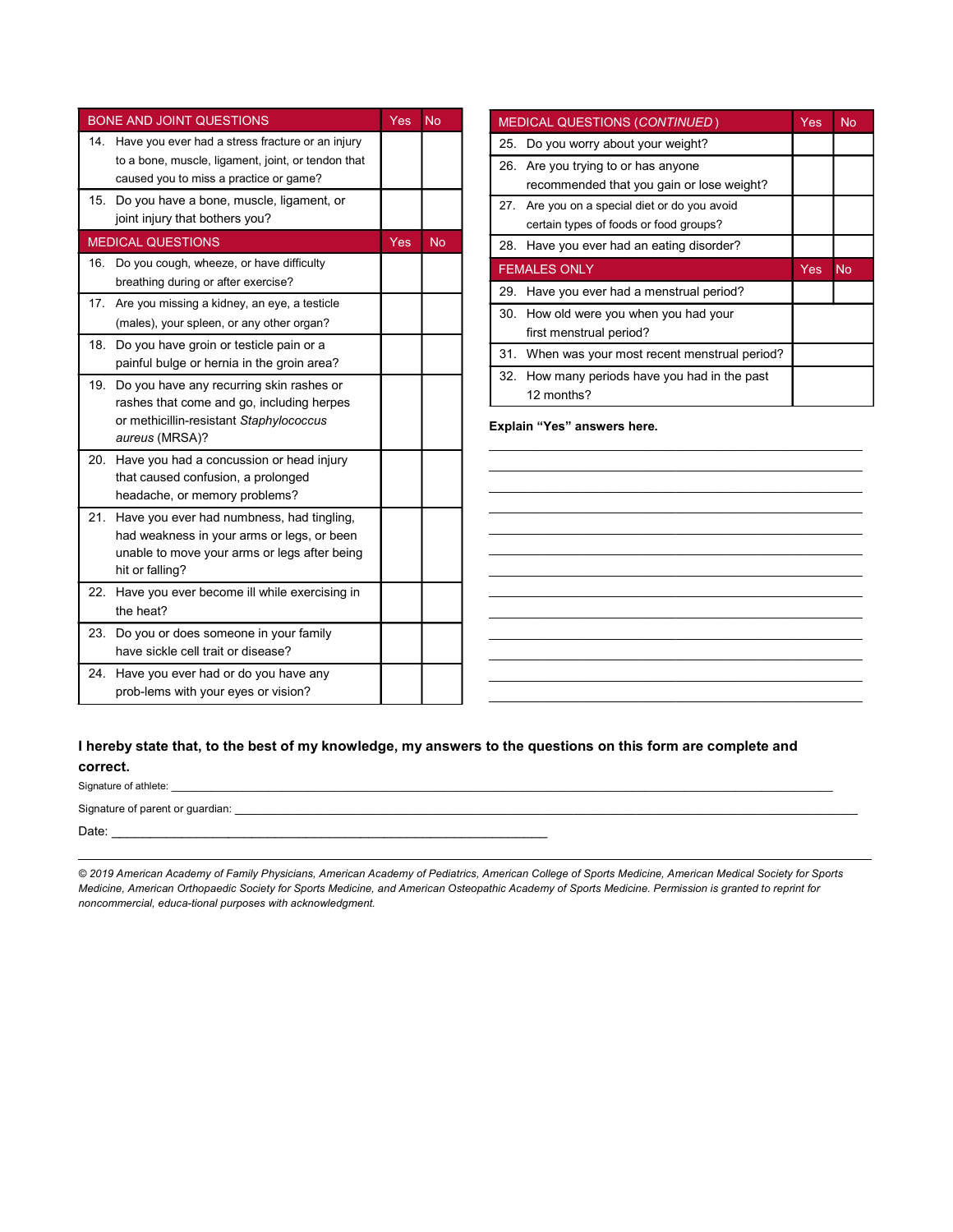| BONE AND JOINT QUESTIONS | Yes | No |
|---|---|---|
| 14. Have you ever had a stress fracture or an injury to a bone, muscle, ligament, joint, or tendon that caused you to miss a practice or game? | | |
| 15. Do you have a bone, muscle, ligament, or joint injury that bothers you? | | |
| **MEDICAL QUESTIONS** | **Yes** | **No** |
| 16. Do you cough, wheeze, or have difficulty breathing during or after exercise? | | |
| 17. Are you missing a kidney, an eye, a testicle (males), your spleen, or any other organ? | | |
| 18. Do you have groin or testicle pain or a painful bulge or hernia in the groin area? | | |
| 19. Do you have any recurring skin rashes or rashes that come and go, including herpes or methicillin-resistant *Staphylococcus aureus* (MRSA)? | | |
| 20. Have you had a concussion or head injury that caused confusion, a prolonged headache, or memory problems? | | |
| 21. Have you ever had numbness, had tingling, had weakness in your arms or legs, or been unable to move your arms or legs after being hit or falling? | | |
| 22. Have you ever become ill while exercising in the heat? | | |
| 23. Do you or does someone in your family have sickle cell trait or disease? | | |
| 24. Have you ever had or do you have any prob-lems with your eyes or vision? | | |

| MEDICAL QUESTIONS (*CONTINUED*) | Yes | No |
|---|---|---|
| 25. Do you worry about your weight? | | |
| 26. Are you trying to or has anyone recommended that you gain or lose weight? | | |
| 27. Are you on a special diet or do you avoid certain types of foods or food groups? | | |
| 28. Have you ever had an eating disorder? | | |
| **FEMALES ONLY** | **Yes** | **No** |
| 29. Have you ever had a menstrual period? | | |
| 30. How old were you when you had your first menstrual period? | | |
| 31. When was your most recent menstrual period? | | |
| 32. How many periods have you had in the past 12 months? | | |

**Explain "Yes" answers here.**

\_\_\_\_\_\_\_\_\_\_\_\_\_\_\_\_\_\_\_\_\_\_\_\_\_\_\_\_\_\_\_\_\_\_\_\_\_\_\_\_\_\_\_\_\_\_\_\_

\_\_\_\_\_\_\_\_\_\_\_\_\_\_\_\_\_\_\_\_\_\_\_\_\_\_\_\_\_\_\_\_\_\_\_\_\_\_\_\_\_\_\_\_\_\_\_\_

\_\_\_\_\_\_\_\_\_\_\_\_\_\_\_\_\_\_\_\_\_\_\_\_\_\_\_\_\_\_\_\_\_\_\_\_\_\_\_\_\_\_\_\_\_\_\_\_

\_\_\_\_\_\_\_\_\_\_\_\_\_\_\_\_\_\_\_\_\_\_\_\_\_\_\_\_\_\_\_\_\_\_\_\_\_\_\_\_\_\_\_\_\_\_\_\_

\_\_\_\_\_\_\_\_\_\_\_\_\_\_\_\_\_\_\_\_\_\_\_\_\_\_\_\_\_\_\_\_\_\_\_\_\_\_\_\_\_\_\_\_\_\_\_\_

\_\_\_\_\_\_\_\_\_\_\_\_\_\_\_\_\_\_\_\_\_\_\_\_\_\_\_\_\_\_\_\_\_\_\_\_\_\_\_\_\_\_\_\_\_\_\_\_

**I hereby state that, to the best of my knowledge, my answers to the questions on this form are complete and correct.**

Signature of athlete: \_\_\_\_\_\_\_\_\_\_\_\_\_\_\_\_\_\_\_\_\_\_\_\_\_\_\_\_\_\_\_\_\_\_\_\_\_\_\_\_\_\_\_\_\_\_\_\_\_\_\_\_\_\_\_\_\_\_\_\_

Signature of parent or guardian: \_\_\_\_\_\_\_\_\_\_\_\_\_\_\_\_\_\_\_\_\_\_\_\_\_\_\_\_\_\_\_\_\_\_\_\_\_\_\_\_\_\_\_\_\_\_\_\_\_\_\_\_\_\_

Date: \_\_\_\_\_\_\_\_\_\_\_\_\_\_\_\_\_\_\_\_\_\_\_\_\_\_\_\_\_\_\_\_\_\_\_\_\_\_\_\_\_\_\_\_\_\_\_\_

*© 2019 American Academy of Family Physicians, American Academy of Pediatrics, American College of Sports Medicine, American Medical Society for Sports Medicine, American Orthopaedic Society for Sports Medicine, and American Osteopathic Academy of Sports Medicine. Permission is granted to reprint for noncommercial, educa-tional purposes with acknowledgment.*